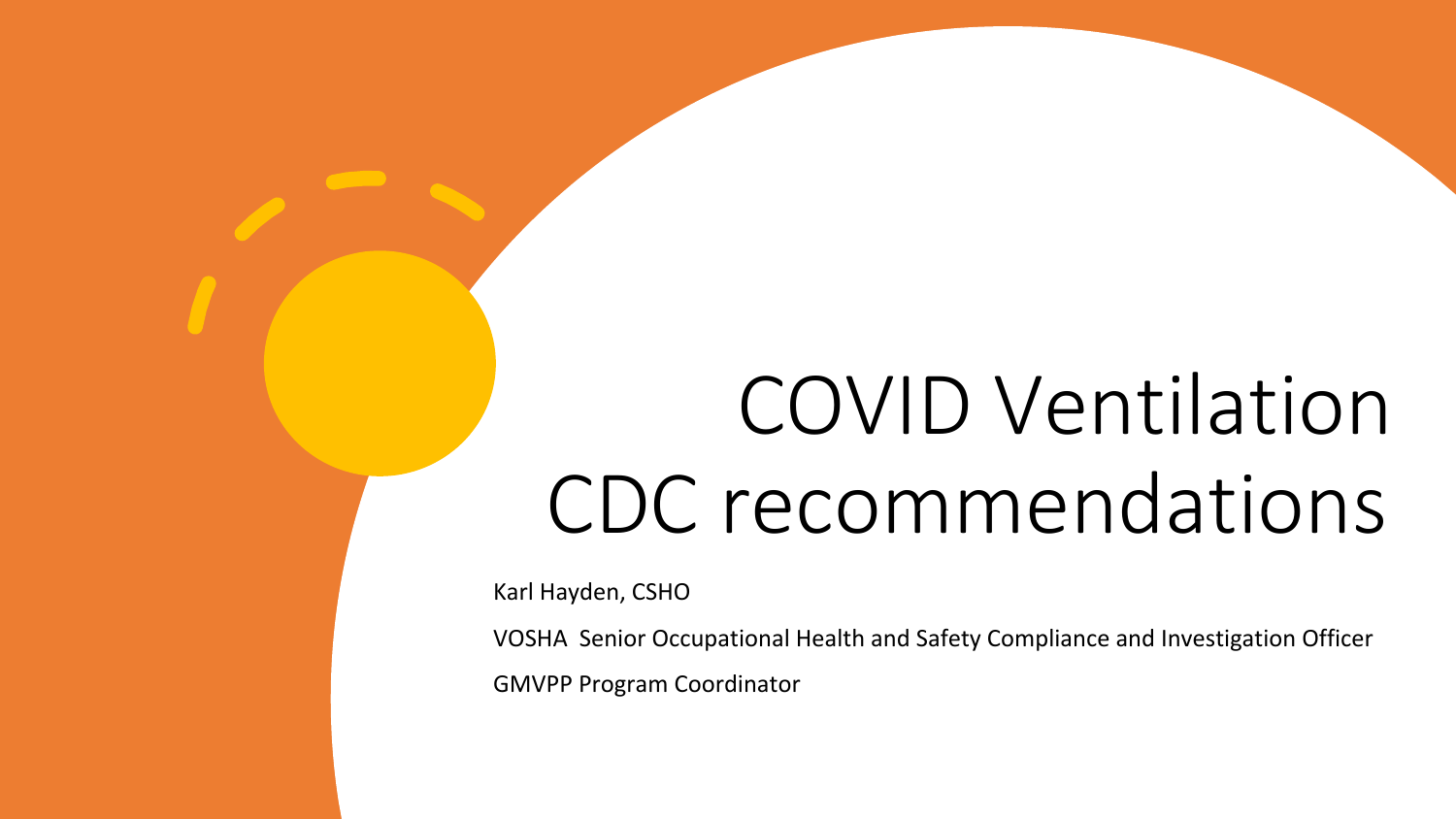# COVID Ventilation CDC recommendations

Karl Hayden, CSHO

VOSHA Senior Occupational Health and Safety Compliance and Investigation Officer

GMVPP Program Coordinator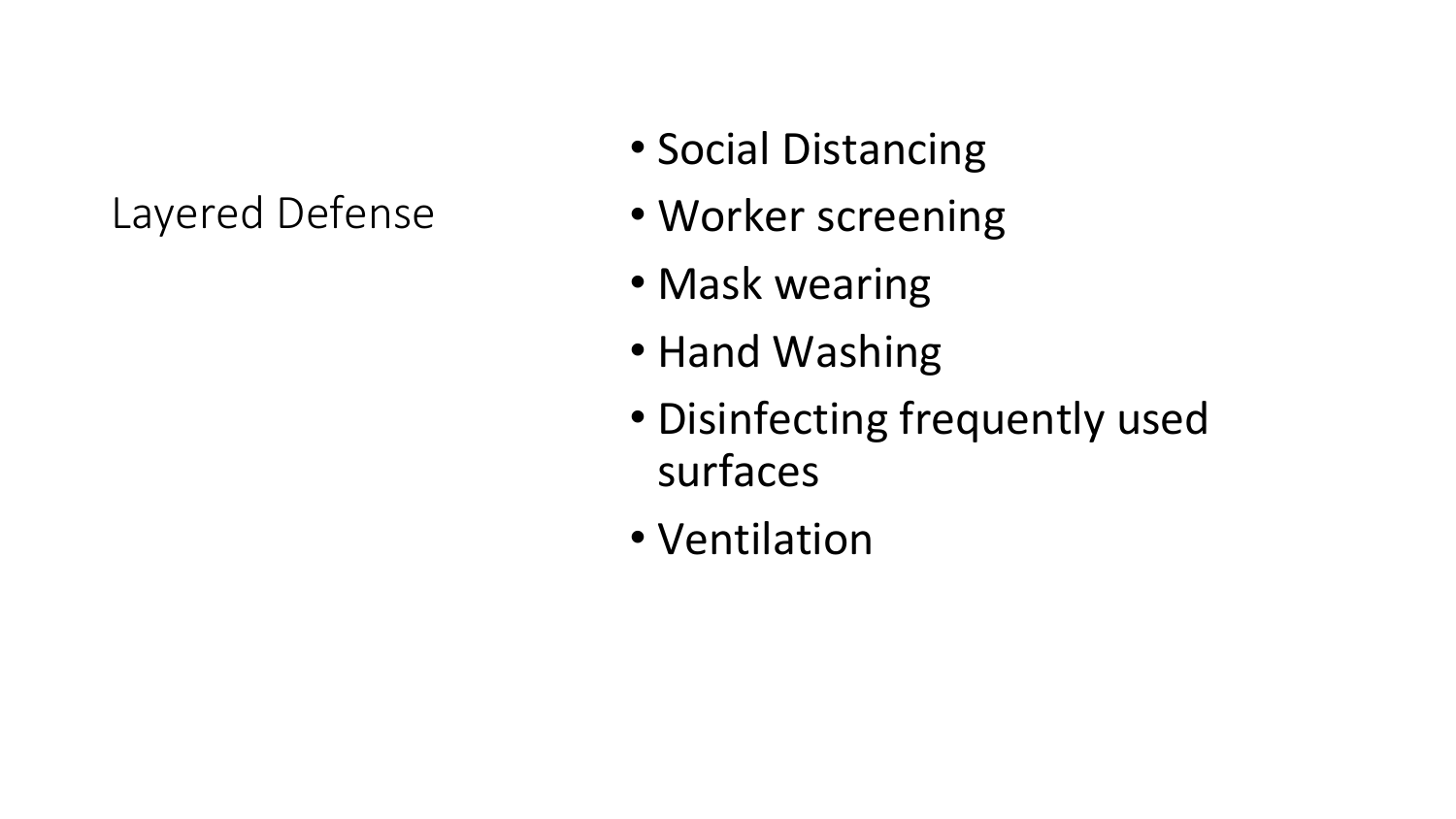## Layered Defense

- Social Distancing
- Worker screening
- Mask wearing
- Hand Washing
- Disinfecting frequently used surfaces
- Ventilation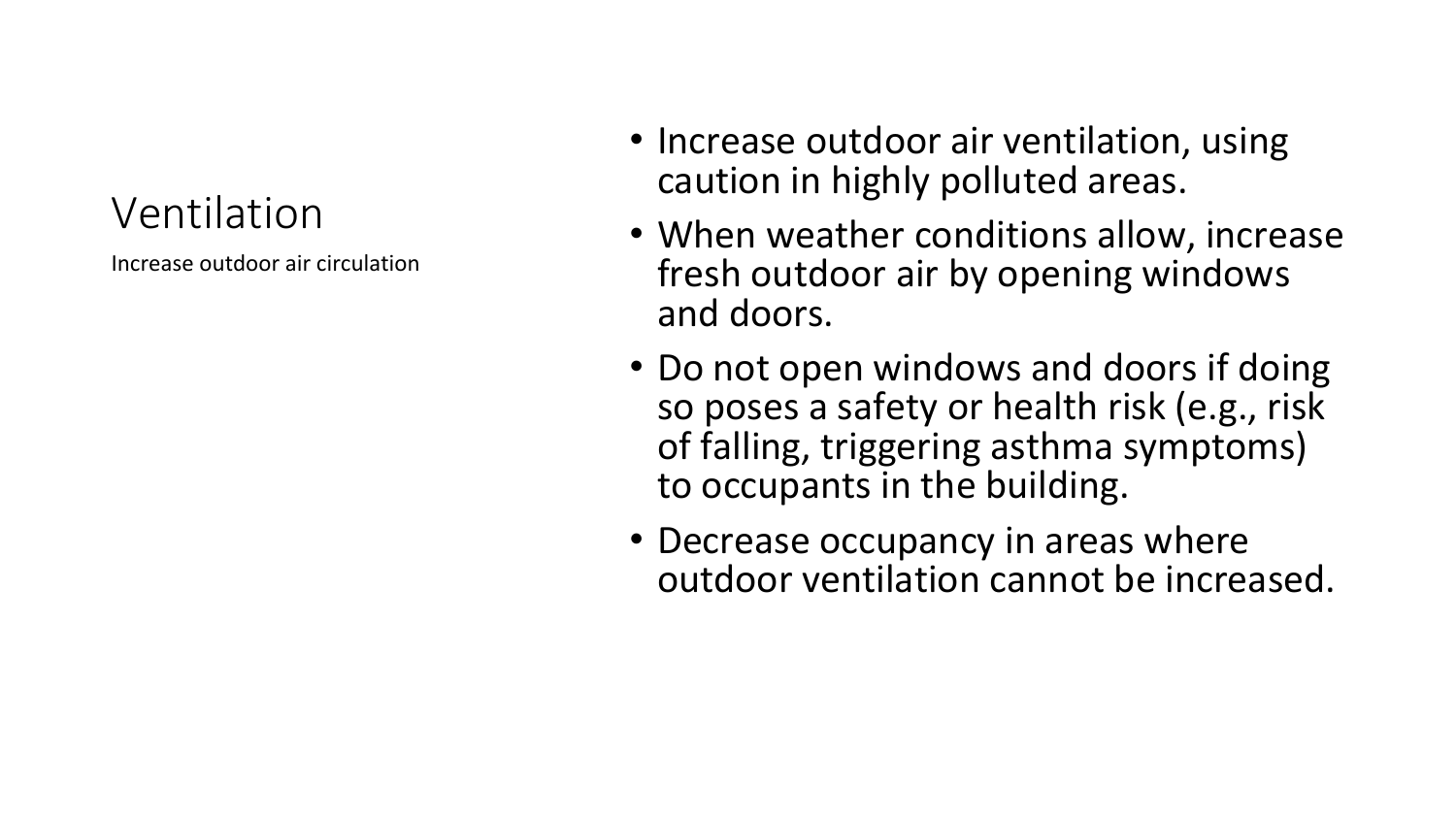# Ventilation

Increase outdoor air circulation

- Increase outdoor air ventilation, using caution in highly polluted areas.
- When weather conditions allow, increase fresh outdoor air by opening windows and doors.
- Do not open windows and doors if doing so poses a safety or health risk (e.g., risk of falling, triggering asthma symptoms) to occupants in the building.
- Decrease occupancy in areas where outdoor ventilation cannot be increased.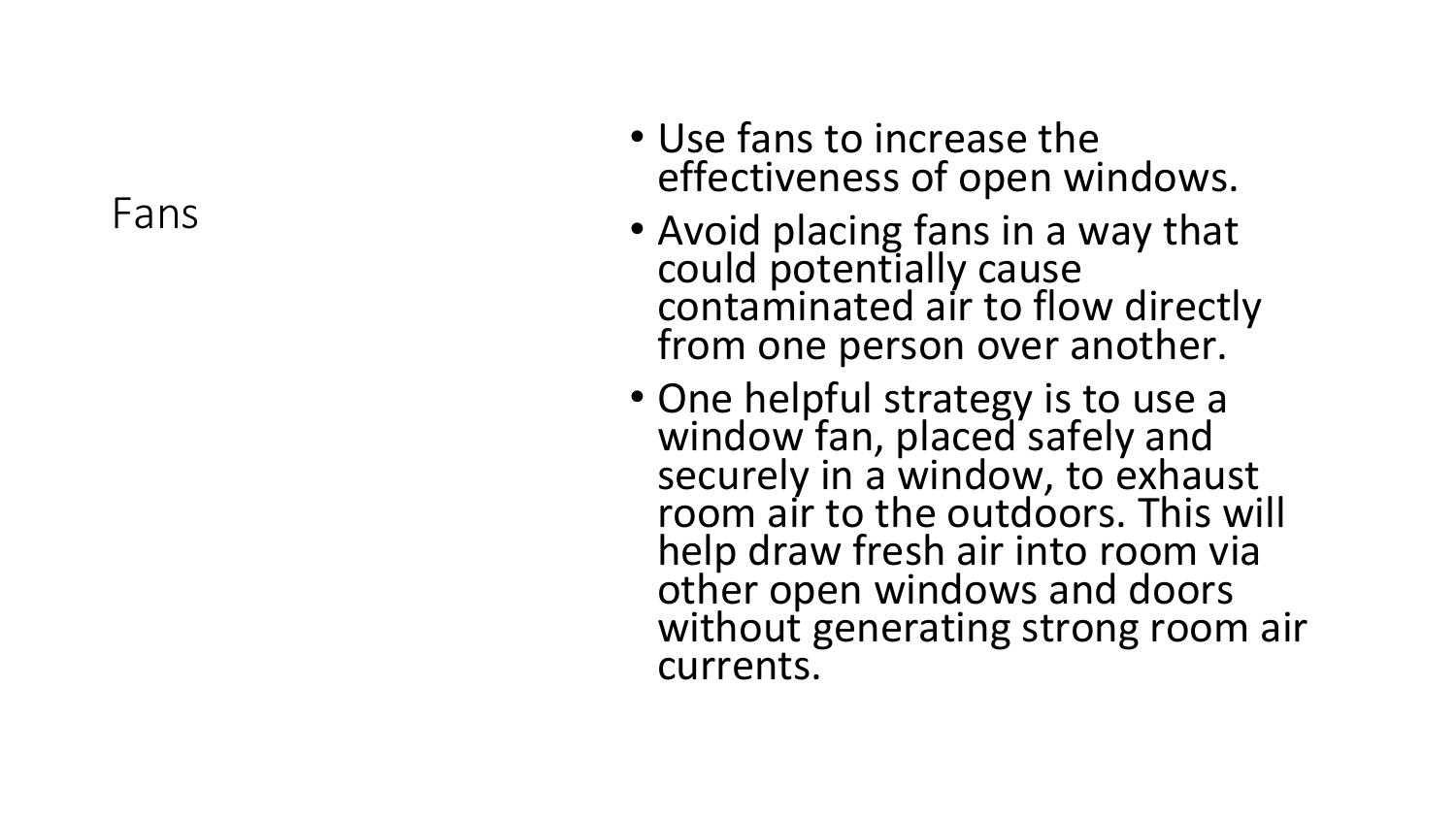## Fans

- Use fans to increase the effectiveness of open windows.
- Avoid placing fans in a way that could potentially cause contaminated air to flow directly from one person over another.
- One helpful strategy is to use a window fan, placed safely and securely in a window, to exhaust room air to the outdoors. This will help draw fresh air into room via other open windows and doors without generating strong room air currents.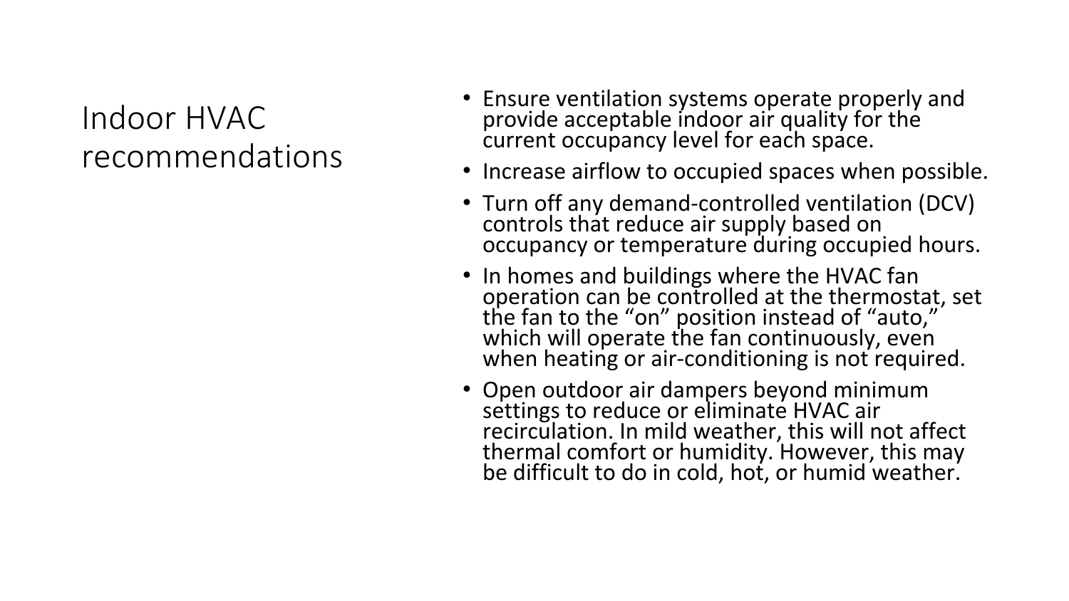## Indoor HVAC recommendations

- Ensure ventilation systems operate properly and provide acceptable indoor air quality for the current occupancy level for each space.
- Increase airflow to occupied spaces when possible.
- Turn off any demand-controlled ventilation (DCV) controls that reduce air supply based on occupancy or temperature during occupied hours.
- In homes and buildings where the HVAC fan operation can be controlled at the thermostat, set the fan to the "on" position instead of "auto," which will operate the fan continuously, even when heating or air-conditioning is not required.
- Open outdoor air dampers beyond minimum settings to reduce or eliminate HVAC air recirculation. In mild weather, this will not affect thermal comfort or humidity. However, this may be difficult to do in cold, hot, or humid weather.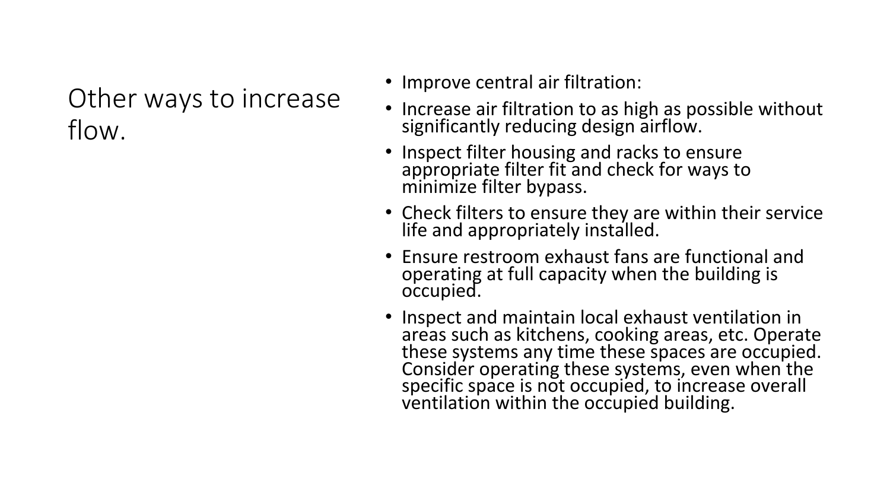# Other ways to increase flow.

- Improve central air filtration:
- Increase air filtration to as high as possible without significantly reducing design airflow.
- Inspect filter housing and racks to ensure appropriate filter fit and check for ways to minimize filter bypass.
- Check filters to ensure they are within their service life and appropriately installed.
- Ensure restroom exhaust fans are functional and operating at full capacity when the building is occupied.
- Inspect and maintain local exhaust ventilation in areas such as kitchens, cooking areas, etc. Operate these systems any time these spaces are occupied. Consider operating these systems, even when the specific space is not occupied, to increase overall ventilation within the occupied building.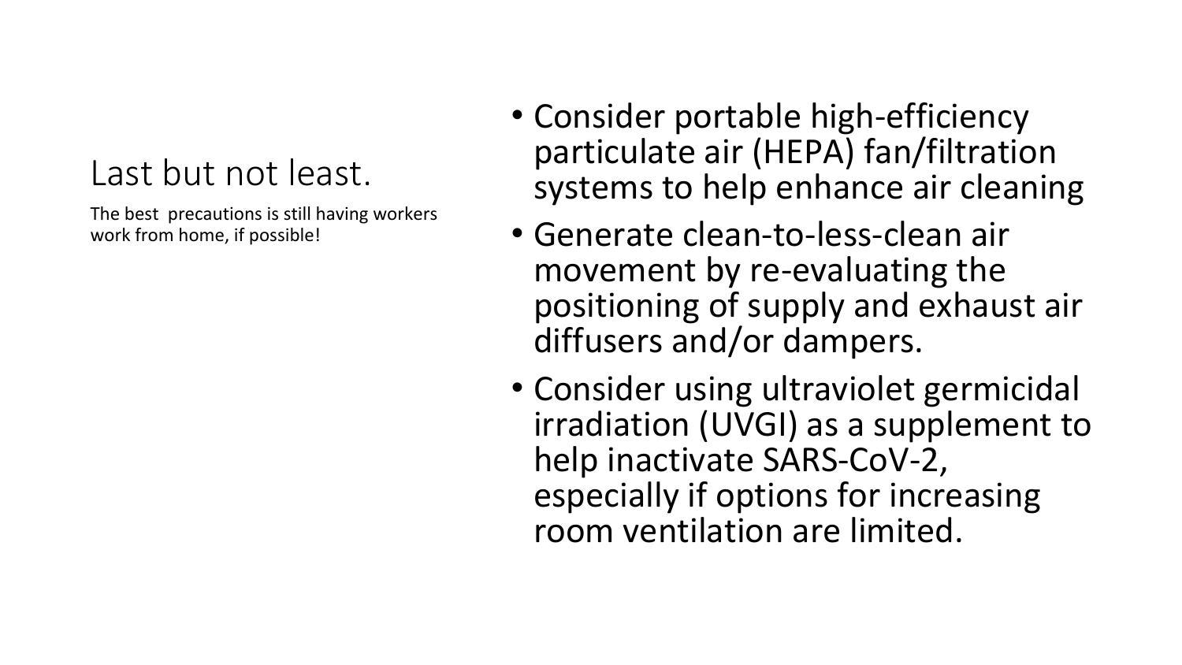# Last but not least.

The best  precautions is still having workers work from home, if possible!

- Consider portable high-efficiency particulate air (HEPA) fan/filtration systems to help enhance air cleaning
- Generate clean-to-less-clean air movement by re-evaluating the positioning of supply and exhaust air diffusers and/or dampers.
- Consider using ultraviolet germicidal irradiation (UVGI) as a supplement to help inactivate SARS-CoV-2, especially if options for increasing room ventilation are limited.